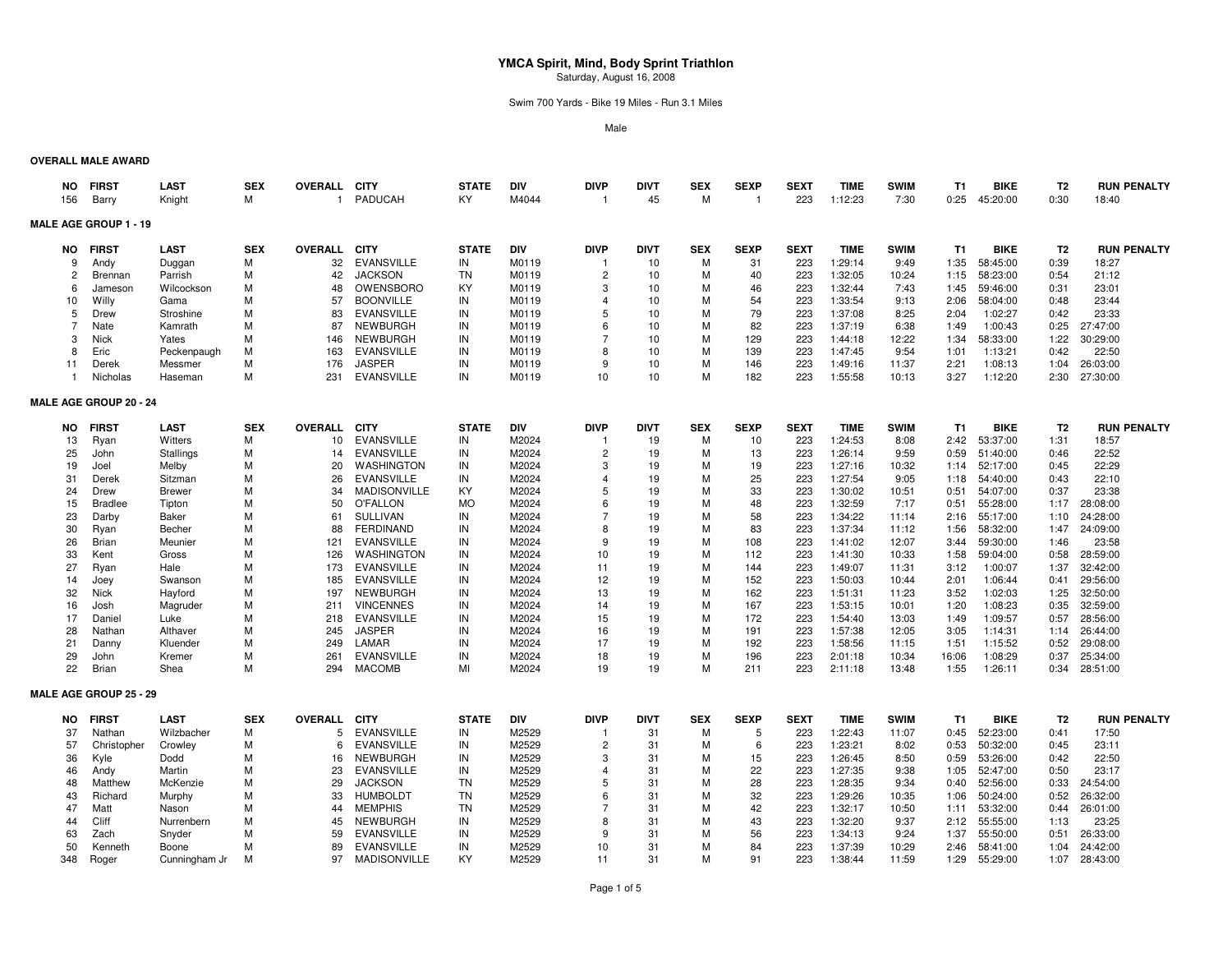# YMCA Spirit, Mind, Body Sprint Triathlon

Saturday, August 16, 2008

Swim 700 Yards - Bike 19 Miles - Run 3.1 Miles

Male

## OVERALL MALE AWARD

| NO | FIRST | LAST | SEX | OVERALL | CITY | STATE | DIV | DIVP | DIVT | SEX | SEXP | SEXT | TIME | SWIM | T1 | BIKE | T2 | RUN | PENALTY |
|---|---|---|---|---|---|---|---|---|---|---|---|---|---|---|---|---|---|---|---|
| 156 | Barry | Knight | M | 1 | PADUCAH | KY | M4044 | 1 | 45 | M | 1 | 223 | 1:12:23 | 7:30 | 0:25 | 45:20:00 | 0:30 | 18:40 | |

## MALE AGE GROUP 1 - 19

| NO | FIRST | LAST | SEX | OVERALL | CITY | STATE | DIV | DIVP | DIVT | SEX | SEXP | SEXT | TIME | SWIM | T1 | BIKE | T2 | RUN | PENALTY |
|---|---|---|---|---|---|---|---|---|---|---|---|---|---|---|---|---|---|---|---|
| 9 | Andy | Duggan | M | 32 | EVANSVILLE | IN | M0119 | 1 | 10 | M | 31 | 223 | 1:29:14 | 9:49 | 1:35 | 58:45:00 | 0:39 | 18:27 | |
| 2 | Brennan | Parrish | M | 42 | JACKSON | TN | M0119 | 2 | 10 | M | 40 | 223 | 1:32:05 | 10:24 | 1:15 | 58:23:00 | 0:54 | 21:12 | |
| 6 | Jameson | Wilcockson | M | 48 | OWENSBORO | KY | M0119 | 3 | 10 | M | 46 | 223 | 1:32:44 | 7:43 | 1:45 | 59:46:00 | 0:31 | 23:01 | |
| 10 | Willy | Gama | M | 57 | BOONVILLE | IN | M0119 | 4 | 10 | M | 54 | 223 | 1:33:54 | 9:13 | 2:06 | 58:04:00 | 0:48 | 23:44 | |
| 5 | Drew | Stroshine | M | 83 | EVANSVILLE | IN | M0119 | 5 | 10 | M | 79 | 223 | 1:37:08 | 8:25 | 2:04 | 1:02:27 | 0:42 | 23:33 | |
| 7 | Nate | Kamrath | M | 87 | NEWBURGH | IN | M0119 | 6 | 10 | M | 82 | 223 | 1:37:19 | 6:38 | 1:49 | 1:00:43 | 0:25 | 27:47:00 | |
| 3 | Nick | Yates | M | 146 | NEWBURGH | IN | M0119 | 7 | 10 | M | 129 | 223 | 1:44:18 | 12:22 | 1:34 | 58:33:00 | 1:22 | 30:29:00 | |
| 8 | Eric | Peckenpaugh | M | 163 | EVANSVILLE | IN | M0119 | 8 | 10 | M | 139 | 223 | 1:47:45 | 9:54 | 1:01 | 1:13:21 | 0:42 | 22:50 | |
| 11 | Derek | Messmer | M | 176 | JASPER | IN | M0119 | 9 | 10 | M | 146 | 223 | 1:49:16 | 11:37 | 2:21 | 1:08:13 | 1:04 | 26:03:00 | |
| 1 | Nicholas | Haseman | M | 231 | EVANSVILLE | IN | M0119 | 10 | 10 | M | 182 | 223 | 1:55:58 | 10:13 | 3:27 | 1:12:20 | 2:30 | 27:30:00 | |

## MALE AGE GROUP 20 - 24

| NO | FIRST | LAST | SEX | OVERALL | CITY | STATE | DIV | DIVP | DIVT | SEX | SEXP | SEXT | TIME | SWIM | T1 | BIKE | T2 | RUN | PENALTY |
|---|---|---|---|---|---|---|---|---|---|---|---|---|---|---|---|---|---|---|---|
| 13 | Ryan | Witters | M | 10 | EVANSVILLE | IN | M2024 | 1 | 19 | M | 10 | 223 | 1:24:53 | 8:08 | 2:42 | 53:37:00 | 1:31 | 18:57 | |
| 25 | John | Stallings | M | 14 | EVANSVILLE | IN | M2024 | 2 | 19 | M | 13 | 223 | 1:26:14 | 9:59 | 0:59 | 51:40:00 | 0:46 | 22:52 | |
| 19 | Joel | Melby | M | 20 | WASHINGTON | IN | M2024 | 3 | 19 | M | 19 | 223 | 1:27:16 | 10:32 | 1:14 | 52:17:00 | 0:45 | 22:29 | |
| 31 | Derek | Sitzman | M | 26 | EVANSVILLE | IN | M2024 | 4 | 19 | M | 25 | 223 | 1:27:54 | 9:05 | 1:18 | 54:40:00 | 0:43 | 22:10 | |
| 24 | Drew | Brewer | M | 34 | MADISONVILLE | KY | M2024 | 5 | 19 | M | 33 | 223 | 1:30:02 | 10:51 | 0:51 | 54:07:00 | 0:37 | 23:38 | |
| 15 | Bradlee | Tipton | M | 50 | O'FALLON | MO | M2024 | 6 | 19 | M | 48 | 223 | 1:32:59 | 7:17 | 0:51 | 55:28:00 | 1:17 | 28:08:00 | |
| 23 | Darby | Baker | M | 61 | SULLIVAN | IN | M2024 | 7 | 19 | M | 58 | 223 | 1:34:22 | 11:14 | 2:16 | 55:17:00 | 1:10 | 24:28:00 | |
| 30 | Ryan | Becher | M | 88 | FERDINAND | IN | M2024 | 8 | 19 | M | 83 | 223 | 1:37:34 | 11:12 | 1:56 | 58:32:00 | 1:47 | 24:09:00 | |
| 26 | Brian | Meunier | M | 121 | EVANSVILLE | IN | M2024 | 9 | 19 | M | 108 | 223 | 1:41:02 | 12:07 | 3:44 | 59:30:00 | 1:46 | 23:58 | |
| 33 | Kent | Gross | M | 126 | WASHINGTON | IN | M2024 | 10 | 19 | M | 112 | 223 | 1:41:30 | 10:33 | 1:58 | 59:04:00 | 0:58 | 28:59:00 | |
| 27 | Ryan | Hale | M | 173 | EVANSVILLE | IN | M2024 | 11 | 19 | M | 144 | 223 | 1:49:07 | 11:31 | 3:12 | 1:00:07 | 1:37 | 32:42:00 | |
| 14 | Joey | Swanson | M | 185 | EVANSVILLE | IN | M2024 | 12 | 19 | M | 152 | 223 | 1:50:03 | 10:44 | 2:01 | 1:06:44 | 0:41 | 29:56:00 | |
| 32 | Nick | Hayford | M | 197 | NEWBURGH | IN | M2024 | 13 | 19 | M | 162 | 223 | 1:51:31 | 11:23 | 3:52 | 1:02:03 | 1:25 | 32:50:00 | |
| 16 | Josh | Magruder | M | 211 | VINCENNES | IN | M2024 | 14 | 19 | M | 167 | 223 | 1:53:15 | 10:01 | 1:20 | 1:08:23 | 0:35 | 32:59:00 | |
| 17 | Daniel | Luke | M | 218 | EVANSVILLE | IN | M2024 | 15 | 19 | M | 172 | 223 | 1:54:40 | 13:03 | 1:49 | 1:09:57 | 0:57 | 28:56:00 | |
| 28 | Nathan | Althaver | M | 245 | JASPER | IN | M2024 | 16 | 19 | M | 191 | 223 | 1:57:38 | 12:05 | 3:05 | 1:14:31 | 1:14 | 26:44:00 | |
| 21 | Danny | Kluender | M | 249 | LAMAR | IN | M2024 | 17 | 19 | M | 192 | 223 | 1:58:56 | 11:15 | 1:51 | 1:15:52 | 0:52 | 29:08:00 | |
| 29 | John | Kremer | M | 261 | EVANSVILLE | IN | M2024 | 18 | 19 | M | 196 | 223 | 2:01:18 | 10:34 | 16:06 | 1:08:29 | 0:37 | 25:34:00 | |
| 22 | Brian | Shea | M | 294 | MACOMB | MI | M2024 | 19 | 19 | M | 211 | 223 | 2:11:18 | 13:48 | 1:55 | 1:26:11 | 0:34 | 28:51:00 | |

## MALE AGE GROUP 25 - 29

| NO | FIRST | LAST | SEX | OVERALL | CITY | STATE | DIV | DIVP | DIVT | SEX | SEXP | SEXT | TIME | SWIM | T1 | BIKE | T2 | RUN | PENALTY |
|---|---|---|---|---|---|---|---|---|---|---|---|---|---|---|---|---|---|---|---|
| 37 | Nathan | Wilzbacher | M | 5 | EVANSVILLE | IN | M2529 | 1 | 31 | M | 5 | 223 | 1:22:43 | 11:07 | 0:45 | 52:23:00 | 0:41 | 17:50 | |
| 57 | Christopher | Crowley | M | 6 | EVANSVILLE | IN | M2529 | 2 | 31 | M | 6 | 223 | 1:23:21 | 8:02 | 0:53 | 50:32:00 | 0:45 | 23:11 | |
| 36 | Kyle | Dodd | M | 16 | NEWBURGH | IN | M2529 | 3 | 31 | M | 15 | 223 | 1:26:45 | 8:50 | 0:59 | 53:26:00 | 0:42 | 22:50 | |
| 46 | Andy | Martin | M | 23 | EVANSVILLE | IN | M2529 | 4 | 31 | M | 22 | 223 | 1:27:35 | 9:38 | 1:05 | 52:47:00 | 0:50 | 23:17 | |
| 48 | Matthew | McKenzie | M | 29 | JACKSON | TN | M2529 | 5 | 31 | M | 28 | 223 | 1:28:35 | 9:34 | 0:40 | 52:56:00 | 0:33 | 24:54:00 | |
| 43 | Richard | Murphy | M | 33 | HUMBOLDT | TN | M2529 | 6 | 31 | M | 32 | 223 | 1:29:26 | 10:35 | 1:06 | 50:24:00 | 0:52 | 26:32:00 | |
| 47 | Matt | Nason | M | 44 | MEMPHIS | TN | M2529 | 7 | 31 | M | 42 | 223 | 1:32:17 | 10:50 | 1:11 | 53:32:00 | 0:44 | 26:01:00 | |
| 44 | Cliff | Nurrenbern | M | 45 | NEWBURGH | IN | M2529 | 8 | 31 | M | 43 | 223 | 1:32:20 | 9:37 | 2:12 | 55:55:00 | 1:13 | 23:25 | |
| 63 | Zach | Snyder | M | 59 | EVANSVILLE | IN | M2529 | 9 | 31 | M | 56 | 223 | 1:34:13 | 9:24 | 1:37 | 55:50:00 | 0:51 | 26:33:00 | |
| 50 | Kenneth | Boone | M | 89 | EVANSVILLE | IN | M2529 | 10 | 31 | M | 84 | 223 | 1:37:39 | 10:29 | 2:46 | 58:41:00 | 1:04 | 24:42:00 | |
| 348 | Roger | Cunningham Jr | M | 97 | MADISONVILLE | KY | M2529 | 11 | 31 | M | 91 | 223 | 1:38:44 | 11:59 | 1:29 | 55:29:00 | 1:07 | 28:43:00 | |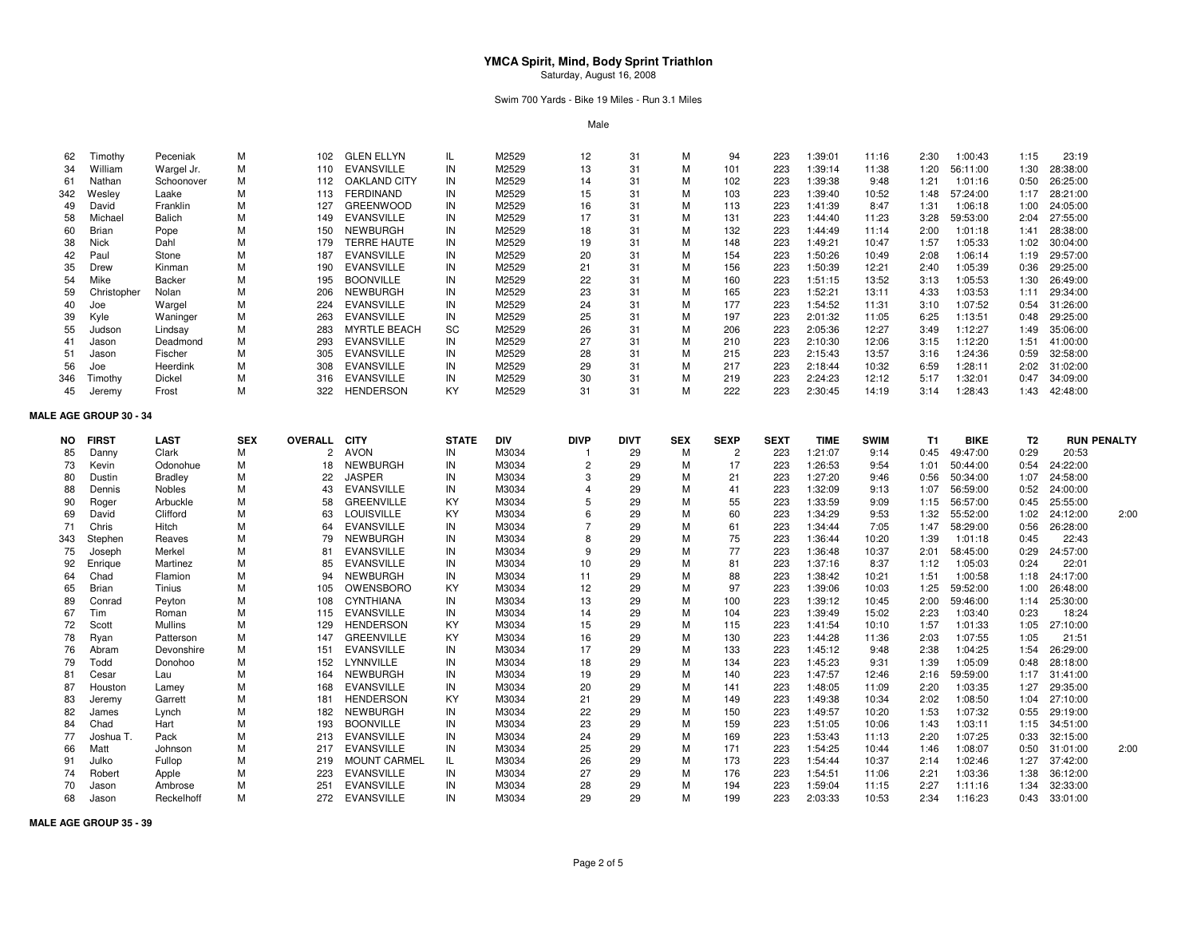# YMCA Spirit, Mind, Body Sprint Triathlon

Saturday, August 16, 2008

Swim 700 Yards - Bike 19 Miles - Run 3.1 Miles

Male

| NO | FIRST | LAST | SEX | OVERALL | CITY | STATE | DIV | DIVP | DIVT | SEX | SEXP | SEXT | TIME | SWIM | T1 | BIKE | T2 | RUN | PENALTY |
|---|---|---|---|---|---|---|---|---|---|---|---|---|---|---|---|---|---|---|---|
| 62 | Timothy | Peceniak | M | 102 | GLEN ELLYN | IL | M2529 | 12 | 31 | M | 94 | 223 | 1:39:01 | 11:16 | 2:30 | 1:00:43 | 1:15 | 23:19 | |
| 34 | William | Wargel Jr. | M | 110 | EVANSVILLE | IN | M2529 | 13 | 31 | M | 101 | 223 | 1:39:14 | 11:38 | 1:20 | 56:11:00 | 1:30 | 28:38:00 | |
| 61 | Nathan | Schoonover | M | 112 | OAKLAND CITY | IN | M2529 | 14 | 31 | M | 102 | 223 | 1:39:38 | 9:48 | 1:21 | 1:01:16 | 0:50 | 26:25:00 | |
| 342 | Wesley | Laake | M | 113 | FERDINAND | IN | M2529 | 15 | 31 | M | 103 | 223 | 1:39:40 | 10:52 | 1:48 | 57:24:00 | 1:17 | 28:21:00 | |
| 49 | David | Franklin | M | 127 | GREENWOOD | IN | M2529 | 16 | 31 | M | 113 | 223 | 1:41:39 | 8:47 | 1:31 | 1:06:18 | 1:00 | 24:05:00 | |
| 58 | Michael | Balich | M | 149 | EVANSVILLE | IN | M2529 | 17 | 31 | M | 131 | 223 | 1:44:40 | 11:23 | 3:28 | 59:53:00 | 2:04 | 27:55:00 | |
| 60 | Brian | Pope | M | 150 | NEWBURGH | IN | M2529 | 18 | 31 | M | 132 | 223 | 1:44:49 | 11:14 | 2:00 | 1:01:18 | 1:41 | 28:38:00 | |
| 38 | Nick | Dahl | M | 179 | TERRE HAUTE | IN | M2529 | 19 | 31 | M | 148 | 223 | 1:49:21 | 10:47 | 1:57 | 1:05:33 | 1:02 | 30:04:00 | |
| 42 | Paul | Stone | M | 187 | EVANSVILLE | IN | M2529 | 20 | 31 | M | 154 | 223 | 1:50:26 | 10:49 | 2:08 | 1:06:14 | 1:19 | 29:57:00 | |
| 35 | Drew | Kinman | M | 190 | EVANSVILLE | IN | M2529 | 21 | 31 | M | 156 | 223 | 1:50:39 | 12:21 | 2:40 | 1:05:39 | 0:36 | 29:25:00 | |
| 54 | Mike | Backer | M | 195 | BOONVILLE | IN | M2529 | 22 | 31 | M | 160 | 223 | 1:51:15 | 13:52 | 3:13 | 1:05:53 | 1:30 | 26:49:00 | |
| 59 | Christopher | Nolan | M | 206 | NEWBURGH | IN | M2529 | 23 | 31 | M | 165 | 223 | 1:52:21 | 13:11 | 4:33 | 1:03:53 | 1:11 | 29:34:00 | |
| 40 | Joe | Wargel | M | 224 | EVANSVILLE | IN | M2529 | 24 | 31 | M | 177 | 223 | 1:54:52 | 11:31 | 3:10 | 1:07:52 | 0:54 | 31:26:00 | |
| 39 | Kyle | Waninger | M | 263 | EVANSVILLE | IN | M2529 | 25 | 31 | M | 197 | 223 | 2:01:32 | 11:05 | 6:25 | 1:13:51 | 0:48 | 29:25:00 | |
| 55 | Judson | Lindsay | M | 283 | MYRTLE BEACH | SC | M2529 | 26 | 31 | M | 206 | 223 | 2:05:36 | 12:27 | 3:49 | 1:12:27 | 1:49 | 35:06:00 | |
| 41 | Jason | Deadmond | M | 293 | EVANSVILLE | IN | M2529 | 27 | 31 | M | 210 | 223 | 2:10:30 | 12:06 | 3:15 | 1:12:20 | 1:51 | 41:00:00 | |
| 51 | Jason | Fischer | M | 305 | EVANSVILLE | IN | M2529 | 28 | 31 | M | 215 | 223 | 2:15:43 | 13:57 | 3:16 | 1:24:36 | 0:59 | 32:58:00 | |
| 56 | Joe | Heerdink | M | 308 | EVANSVILLE | IN | M2529 | 29 | 31 | M | 217 | 223 | 2:18:44 | 10:32 | 6:59 | 1:28:11 | 2:02 | 31:02:00 | |
| 346 | Timothy | Dickel | M | 316 | EVANSVILLE | IN | M2529 | 30 | 31 | M | 219 | 223 | 2:24:23 | 12:12 | 5:17 | 1:32:01 | 0:47 | 34:09:00 | |
| 45 | Jeremy | Frost | M | 322 | HENDERSON | KY | M2529 | 31 | 31 | M | 222 | 223 | 2:30:45 | 14:19 | 3:14 | 1:28:43 | 1:43 | 42:48:00 | |

**MALE AGE GROUP 30 - 34**

| NO | FIRST | LAST | SEX | OVERALL | CITY | STATE | DIV | DIVP | DIVT | SEX | SEXP | SEXT | TIME | SWIM | T1 | BIKE | T2 | RUN | PENALTY |
|---|---|---|---|---|---|---|---|---|---|---|---|---|---|---|---|---|---|---|---|
| 85 | Danny | Clark | M | 2 | AVON | IN | M3034 | 1 | 29 | M | 2 | 223 | 1:21:07 | 9:14 | 0:45 | 49:47:00 | 0:29 | 20:53 | |
| 73 | Kevin | Odonohue | M | 18 | NEWBURGH | IN | M3034 | 2 | 29 | M | 17 | 223 | 1:26:53 | 9:54 | 1:01 | 50:44:00 | 0:54 | 24:22:00 | |
| 80 | Dustin | Bradley | M | 22 | JASPER | IN | M3034 | 3 | 29 | M | 21 | 223 | 1:27:20 | 9:46 | 0:56 | 50:34:00 | 1:07 | 24:58:00 | |
| 88 | Dennis | Nobles | M | 43 | EVANSVILLE | IN | M3034 | 4 | 29 | M | 41 | 223 | 1:32:09 | 9:13 | 1:07 | 56:59:00 | 0:52 | 24:00:00 | |
| 90 | Roger | Arbuckle | M | 58 | GREENVILLE | KY | M3034 | 5 | 29 | M | 55 | 223 | 1:33:59 | 9:09 | 1:15 | 56:57:00 | 0:45 | 25:55:00 | |
| 69 | David | Clifford | M | 63 | LOUISVILLE | KY | M3034 | 6 | 29 | M | 60 | 223 | 1:34:29 | 9:53 | 1:32 | 55:52:00 | 1:02 | 24:12:00 | 2:00 |
| 71 | Chris | Hitch | M | 64 | EVANSVILLE | IN | M3034 | 7 | 29 | M | 61 | 223 | 1:34:44 | 7:05 | 1:47 | 58:29:00 | 0:56 | 26:28:00 | |
| 343 | Stephen | Reaves | M | 79 | NEWBURGH | IN | M3034 | 8 | 29 | M | 75 | 223 | 1:36:44 | 10:20 | 1:39 | 1:01:18 | 0:45 | 22:43 | |
| 75 | Joseph | Merkel | M | 81 | EVANSVILLE | IN | M3034 | 9 | 29 | M | 77 | 223 | 1:36:48 | 10:37 | 2:01 | 58:45:00 | 0:29 | 24:57:00 | |
| 92 | Enrique | Martinez | M | 85 | EVANSVILLE | IN | M3034 | 10 | 29 | M | 81 | 223 | 1:37:16 | 8:37 | 1:12 | 1:05:03 | 0:24 | 22:01 | |
| 64 | Chad | Flamion | M | 94 | NEWBURGH | IN | M3034 | 11 | 29 | M | 88 | 223 | 1:38:42 | 10:21 | 1:51 | 1:00:58 | 1:18 | 24:17:00 | |
| 65 | Brian | Tinius | M | 105 | OWENSBORO | KY | M3034 | 12 | 29 | M | 97 | 223 | 1:39:06 | 10:03 | 1:25 | 59:52:00 | 1:00 | 26:48:00 | |
| 89 | Conrad | Peyton | M | 108 | CYNTHIANA | IN | M3034 | 13 | 29 | M | 100 | 223 | 1:39:12 | 10:45 | 2:00 | 59:46:00 | 1:14 | 25:30:00 | |
| 67 | Tim | Roman | M | 115 | EVANSVILLE | IN | M3034 | 14 | 29 | M | 104 | 223 | 1:39:49 | 15:02 | 2:23 | 1:03:40 | 0:23 | 18:24 | |
| 72 | Scott | Mullins | M | 129 | HENDERSON | KY | M3034 | 15 | 29 | M | 115 | 223 | 1:41:54 | 10:10 | 1:57 | 1:01:33 | 1:05 | 27:10:00 | |
| 78 | Ryan | Patterson | M | 147 | GREENVILLE | KY | M3034 | 16 | 29 | M | 130 | 223 | 1:44:28 | 11:36 | 2:03 | 1:07:55 | 1:05 | 21:51 | |
| 76 | Abram | Devonshire | M | 151 | EVANSVILLE | IN | M3034 | 17 | 29 | M | 133 | 223 | 1:45:12 | 9:48 | 2:38 | 1:04:25 | 1:54 | 26:29:00 | |
| 79 | Todd | Donohoo | M | 152 | LYNNVILLE | IN | M3034 | 18 | 29 | M | 134 | 223 | 1:45:23 | 9:31 | 1:39 | 1:05:09 | 0:48 | 28:18:00 | |
| 81 | Cesar | Lau | M | 164 | NEWBURGH | IN | M3034 | 19 | 29 | M | 140 | 223 | 1:47:57 | 12:46 | 2:16 | 59:59:00 | 1:17 | 31:41:00 | |
| 87 | Houston | Lamey | M | 168 | EVANSVILLE | IN | M3034 | 20 | 29 | M | 141 | 223 | 1:48:05 | 11:09 | 2:20 | 1:03:35 | 1:27 | 29:35:00 | |
| 83 | Jeremy | Garrett | M | 181 | HENDERSON | KY | M3034 | 21 | 29 | M | 149 | 223 | 1:49:38 | 10:34 | 2:02 | 1:08:50 | 1:04 | 27:10:00 | |
| 82 | James | Lynch | M | 182 | NEWBURGH | IN | M3034 | 22 | 29 | M | 150 | 223 | 1:49:57 | 10:20 | 1:53 | 1:07:32 | 0:55 | 29:19:00 | |
| 84 | Chad | Hart | M | 193 | BOONVILLE | IN | M3034 | 23 | 29 | M | 159 | 223 | 1:51:05 | 10:06 | 1:43 | 1:03:11 | 1:15 | 34:51:00 | |
| 77 | Joshua T. | Pack | M | 213 | EVANSVILLE | IN | M3034 | 24 | 29 | M | 169 | 223 | 1:53:43 | 11:13 | 2:20 | 1:07:25 | 0:33 | 32:15:00 | |
| 66 | Matt | Johnson | M | 217 | EVANSVILLE | IN | M3034 | 25 | 29 | M | 171 | 223 | 1:54:25 | 10:44 | 1:46 | 1:08:07 | 0:50 | 31:01:00 | 2:00 |
| 91 | Julko | Fullop | M | 219 | MOUNT CARMEL | IL | M3034 | 26 | 29 | M | 173 | 223 | 1:54:44 | 10:37 | 2:14 | 1:02:46 | 1:27 | 37:42:00 | |
| 74 | Robert | Apple | M | 223 | EVANSVILLE | IN | M3034 | 27 | 29 | M | 176 | 223 | 1:54:51 | 11:06 | 2:21 | 1:03:36 | 1:38 | 36:12:00 | |
| 70 | Jason | Ambrose | M | 251 | EVANSVILLE | IN | M3034 | 28 | 29 | M | 194 | 223 | 1:59:04 | 11:15 | 2:27 | 1:11:16 | 1:34 | 32:33:00 | |
| 68 | Jason | Reckelhoff | M | 272 | EVANSVILLE | IN | M3034 | 29 | 29 | M | 199 | 223 | 2:03:33 | 10:53 | 2:34 | 1:16:23 | 0:43 | 33:01:00 | |

**MALE AGE GROUP 35 - 39**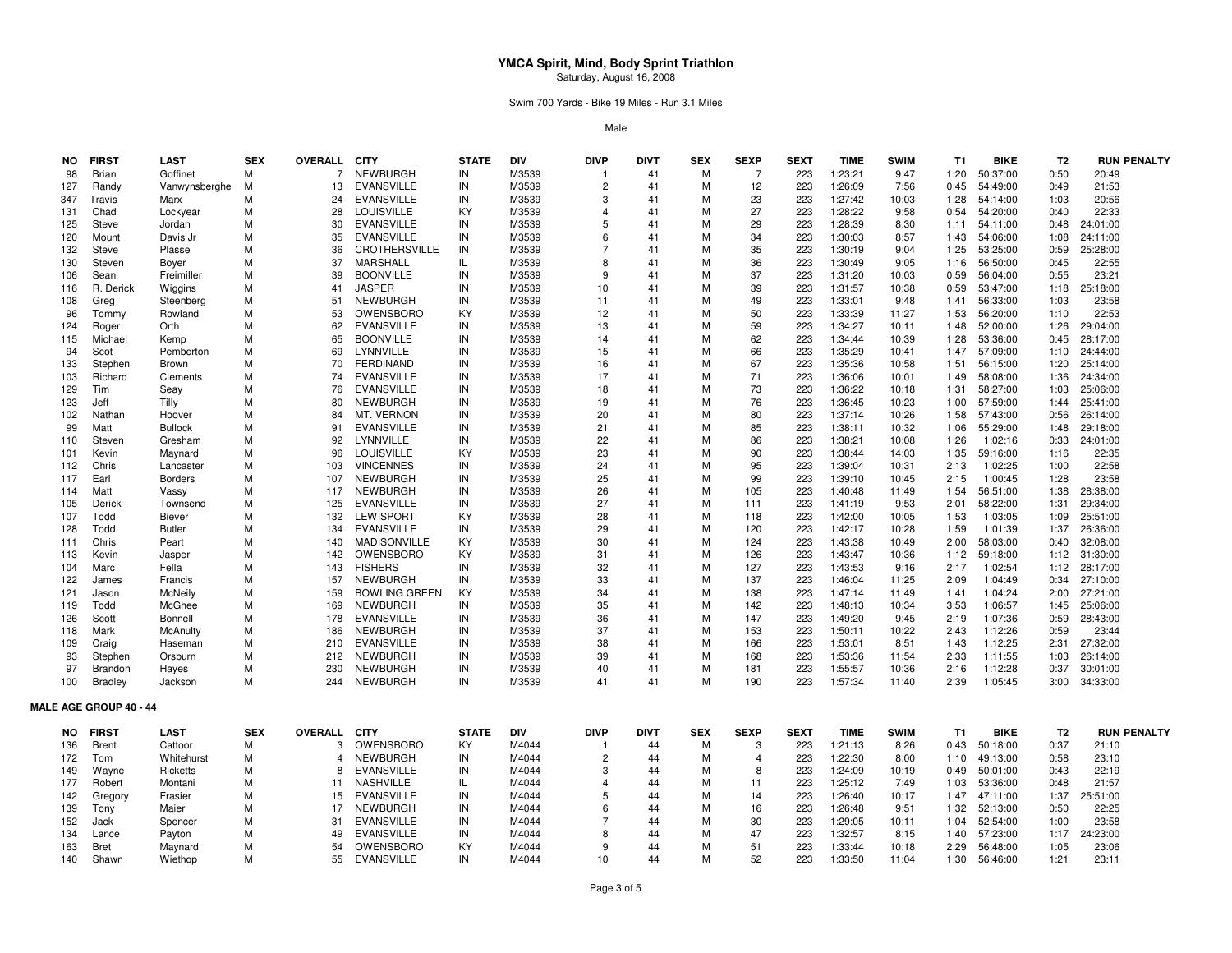# YMCA Spirit, Mind, Body Sprint Triathlon

Saturday, August 16, 2008

Swim 700 Yards - Bike 19 Miles - Run 3.1 Miles

Male

| NO | FIRST | LAST | SEX | OVERALL | CITY | STATE | DIV | DIVP | DIVT | SEX | SEXP | SEXT | TIME | SWIM | T1 | BIKE | T2 | RUN | PENALTY |
|---|---|---|---|---|---|---|---|---|---|---|---|---|---|---|---|---|---|---|---|
| 98 | Brian | Goffinet | M | 7 | NEWBURGH | IN | M3539 | 1 | 41 | M | 7 | 223 | 1:23:21 | 9:47 | 1:20 | 50:37:00 | 0:50 | 20:49 | |
| 127 | Randy | Vanwynsberghe | M | 13 | EVANSVILLE | IN | M3539 | 2 | 41 | M | 12 | 223 | 1:26:09 | 7:56 | 0:45 | 54:49:00 | 0:49 | 21:53 | |
| 347 | Travis | Marx | M | 24 | EVANSVILLE | IN | M3539 | 3 | 41 | M | 23 | 223 | 1:27:42 | 10:03 | 1:28 | 54:14:00 | 1:03 | 20:56 | |
| 131 | Chad | Lockyear | M | 28 | LOUISVILLE | KY | M3539 | 4 | 41 | M | 27 | 223 | 1:28:22 | 9:58 | 0:54 | 54:20:00 | 0:40 | 22:33 | |
| 125 | Steve | Jordan | M | 30 | EVANSVILLE | IN | M3539 | 5 | 41 | M | 29 | 223 | 1:28:39 | 8:30 | 1:11 | 54:11:00 | 0:48 | 24:01:00 | |
| 120 | Mount | Davis Jr | M | 35 | EVANSVILLE | IN | M3539 | 6 | 41 | M | 34 | 223 | 1:30:03 | 8:57 | 1:43 | 54:06:00 | 1:08 | 24:11:00 | |
| 132 | Steve | Plasse | M | 36 | CROTHERSVILLE | IN | M3539 | 7 | 41 | M | 35 | 223 | 1:30:19 | 9:04 | 1:25 | 53:25:00 | 0:59 | 25:28:00 | |
| 130 | Steven | Boyer | M | 37 | MARSHALL | IL | M3539 | 8 | 41 | M | 36 | 223 | 1:30:49 | 9:05 | 1:16 | 56:50:00 | 0:45 | 22:55 | |
| 106 | Sean | Freimiller | M | 39 | BOONVILLE | IN | M3539 | 9 | 41 | M | 37 | 223 | 1:31:20 | 10:03 | 0:59 | 56:04:00 | 0:55 | 23:21 | |
| 116 | R. Derick | Wiggins | M | 41 | JASPER | IN | M3539 | 10 | 41 | M | 39 | 223 | 1:31:57 | 10:38 | 0:59 | 53:47:00 | 1:18 | 25:18:00 | |
| 108 | Greg | Steenberg | M | 51 | NEWBURGH | IN | M3539 | 11 | 41 | M | 49 | 223 | 1:33:01 | 9:48 | 1:41 | 56:33:00 | 1:03 | 23:58 | |
| 96 | Tommy | Rowland | M | 53 | OWENSBORO | KY | M3539 | 12 | 41 | M | 50 | 223 | 1:33:39 | 11:27 | 1:53 | 56:20:00 | 1:10 | 22:53 | |
| 124 | Roger | Orth | M | 62 | EVANSVILLE | IN | M3539 | 13 | 41 | M | 59 | 223 | 1:34:27 | 10:11 | 1:48 | 52:00:00 | 1:26 | 29:04:00 | |
| 115 | Michael | Kemp | M | 65 | BOONVILLE | IN | M3539 | 14 | 41 | M | 62 | 223 | 1:34:44 | 10:39 | 1:28 | 53:36:00 | 0:45 | 28:17:00 | |
| 94 | Scot | Pemberton | M | 69 | LYNNVILLE | IN | M3539 | 15 | 41 | M | 66 | 223 | 1:35:29 | 10:41 | 1:47 | 57:09:00 | 1:10 | 24:44:00 | |
| 133 | Stephen | Brown | M | 70 | FERDINAND | IN | M3539 | 16 | 41 | M | 67 | 223 | 1:35:36 | 10:58 | 1:51 | 56:15:00 | 1:20 | 25:14:00 | |
| 103 | Richard | Clements | M | 74 | EVANSVILLE | IN | M3539 | 17 | 41 | M | 71 | 223 | 1:36:06 | 10:01 | 1:49 | 58:08:00 | 1:36 | 24:34:00 | |
| 129 | Tim | Seay | M | 76 | EVANSVILLE | IN | M3539 | 18 | 41 | M | 73 | 223 | 1:36:22 | 10:18 | 1:31 | 58:27:00 | 1:03 | 25:06:00 | |
| 123 | Jeff | Tilly | M | 80 | NEWBURGH | IN | M3539 | 19 | 41 | M | 76 | 223 | 1:36:45 | 10:23 | 1:00 | 57:59:00 | 1:44 | 25:41:00 | |
| 102 | Nathan | Hoover | M | 84 | MT. VERNON | IN | M3539 | 20 | 41 | M | 80 | 223 | 1:37:14 | 10:26 | 1:58 | 57:43:00 | 0:56 | 26:14:00 | |
| 99 | Matt | Bullock | M | 91 | EVANSVILLE | IN | M3539 | 21 | 41 | M | 85 | 223 | 1:38:11 | 10:32 | 1:06 | 55:29:00 | 1:48 | 29:18:00 | |
| 110 | Steven | Gresham | M | 92 | LYNNVILLE | IN | M3539 | 22 | 41 | M | 86 | 223 | 1:38:21 | 10:08 | 1:26 | 1:02:16 | 0:33 | 24:01:00 | |
| 101 | Kevin | Maynard | M | 96 | LOUISVILLE | KY | M3539 | 23 | 41 | M | 90 | 223 | 1:38:44 | 14:03 | 1:35 | 59:16:00 | 1:16 | 22:35 | |
| 112 | Chris | Lancaster | M | 103 | VINCENNES | IN | M3539 | 24 | 41 | M | 95 | 223 | 1:39:04 | 10:31 | 2:13 | 1:02:25 | 1:00 | 22:58 | |
| 117 | Earl | Borders | M | 107 | NEWBURGH | IN | M3539 | 25 | 41 | M | 99 | 223 | 1:39:10 | 10:45 | 2:15 | 1:00:45 | 1:28 | 23:58 | |
| 114 | Matt | Vassy | M | 117 | NEWBURGH | IN | M3539 | 26 | 41 | M | 105 | 223 | 1:40:48 | 11:49 | 1:54 | 56:51:00 | 1:38 | 28:38:00 | |
| 105 | Derick | Townsend | M | 125 | EVANSVILLE | IN | M3539 | 27 | 41 | M | 111 | 223 | 1:41:19 | 9:53 | 2:01 | 58:22:00 | 1:31 | 29:34:00 | |
| 107 | Todd | Biever | M | 132 | LEWISPORT | KY | M3539 | 28 | 41 | M | 118 | 223 | 1:42:00 | 10:05 | 1:53 | 1:03:05 | 1:09 | 25:51:00 | |
| 128 | Todd | Butler | M | 134 | EVANSVILLE | IN | M3539 | 29 | 41 | M | 120 | 223 | 1:42:17 | 10:28 | 1:59 | 1:01:39 | 1:37 | 26:36:00 | |
| 111 | Chris | Peart | M | 140 | MADISONVILLE | KY | M3539 | 30 | 41 | M | 124 | 223 | 1:43:38 | 10:49 | 2:00 | 58:03:00 | 0:40 | 32:08:00 | |
| 113 | Kevin | Jasper | M | 142 | OWENSBORO | KY | M3539 | 31 | 41 | M | 126 | 223 | 1:43:47 | 10:36 | 1:12 | 59:18:00 | 1:12 | 31:30:00 | |
| 104 | Marc | Fella | M | 143 | FISHERS | IN | M3539 | 32 | 41 | M | 127 | 223 | 1:43:53 | 9:16 | 2:17 | 1:02:54 | 1:12 | 28:17:00 | |
| 122 | James | Francis | M | 157 | NEWBURGH | IN | M3539 | 33 | 41 | M | 137 | 223 | 1:46:04 | 11:25 | 2:09 | 1:04:49 | 0:34 | 27:10:00 | |
| 121 | Jason | McNeily | M | 159 | BOWLING GREEN | KY | M3539 | 34 | 41 | M | 138 | 223 | 1:47:14 | 11:49 | 1:41 | 1:04:24 | 2:00 | 27:21:00 | |
| 119 | Todd | McGhee | M | 169 | NEWBURGH | IN | M3539 | 35 | 41 | M | 142 | 223 | 1:48:13 | 10:34 | 3:53 | 1:06:57 | 1:45 | 25:06:00 | |
| 126 | Scott | Bonnell | M | 178 | EVANSVILLE | IN | M3539 | 36 | 41 | M | 147 | 223 | 1:49:20 | 9:45 | 2:19 | 1:07:36 | 0:59 | 28:43:00 | |
| 118 | Mark | McAnulty | M | 186 | NEWBURGH | IN | M3539 | 37 | 41 | M | 153 | 223 | 1:50:11 | 10:22 | 2:43 | 1:12:26 | 0:59 | 23:44 | |
| 109 | Craig | Haseman | M | 210 | EVANSVILLE | IN | M3539 | 38 | 41 | M | 166 | 223 | 1:53:01 | 8:51 | 1:43 | 1:12:25 | 2:31 | 27:32:00 | |
| 93 | Stephen | Orsburn | M | 212 | NEWBURGH | IN | M3539 | 39 | 41 | M | 168 | 223 | 1:53:36 | 11:54 | 2:33 | 1:11:55 | 1:03 | 26:14:00 | |
| 97 | Brandon | Hayes | M | 230 | NEWBURGH | IN | M3539 | 40 | 41 | M | 181 | 223 | 1:55:57 | 10:36 | 2:16 | 1:12:28 | 0:37 | 30:01:00 | |
| 100 | Bradley | Jackson | M | 244 | NEWBURGH | IN | M3539 | 41 | 41 | M | 190 | 223 | 1:57:34 | 11:40 | 2:39 | 1:05:45 | 3:00 | 34:33:00 | |

**MALE AGE GROUP 40 - 44**

| NO | FIRST | LAST | SEX | OVERALL | CITY | STATE | DIV | DIVP | DIVT | SEX | SEXP | SEXT | TIME | SWIM | T1 | BIKE | T2 | RUN | PENALTY |
|---|---|---|---|---|---|---|---|---|---|---|---|---|---|---|---|---|---|---|---|
| 136 | Brent | Cattoor | M | 3 | OWENSBORO | KY | M4044 | 1 | 44 | M | 3 | 223 | 1:21:13 | 8:26 | 0:43 | 50:18:00 | 0:37 | 21:10 | |
| 172 | Tom | Whitehurst | M | 4 | NEWBURGH | IN | M4044 | 2 | 44 | M | 4 | 223 | 1:22:30 | 8:00 | 1:10 | 49:13:00 | 0:58 | 23:10 | |
| 149 | Wayne | Ricketts | M | 8 | EVANSVILLE | IN | M4044 | 3 | 44 | M | 8 | 223 | 1:24:09 | 10:19 | 0:49 | 50:01:00 | 0:43 | 22:19 | |
| 177 | Robert | Montani | M | 11 | NASHVILLE | IL | M4044 | 4 | 44 | M | 11 | 223 | 1:25:12 | 7:49 | 1:03 | 53:36:00 | 0:48 | 21:57 | |
| 142 | Gregory | Frasier | M | 15 | EVANSVILLE | IN | M4044 | 5 | 44 | M | 14 | 223 | 1:26:40 | 10:17 | 1:47 | 47:11:00 | 1:37 | 25:51:00 | |
| 139 | Tony | Maier | M | 17 | NEWBURGH | IN | M4044 | 6 | 44 | M | 16 | 223 | 1:26:48 | 9:51 | 1:32 | 52:13:00 | 0:50 | 22:25 | |
| 152 | Jack | Spencer | M | 31 | EVANSVILLE | IN | M4044 | 7 | 44 | M | 30 | 223 | 1:29:05 | 10:11 | 1:04 | 52:54:00 | 1:00 | 23:58 | |
| 134 | Lance | Payton | M | 49 | EVANSVILLE | IN | M4044 | 8 | 44 | M | 47 | 223 | 1:32:57 | 8:15 | 1:40 | 57:23:00 | 1:17 | 24:23:00 | |
| 163 | Bret | Maynard | M | 54 | OWENSBORO | KY | M4044 | 9 | 44 | M | 51 | 223 | 1:33:44 | 10:18 | 2:29 | 56:48:00 | 1:05 | 23:06 | |
| 140 | Shawn | Wiethop | M | 55 | EVANSVILLE | IN | M4044 | 10 | 44 | M | 52 | 223 | 1:33:50 | 11:04 | 1:30 | 56:46:00 | 1:21 | 23:11 | |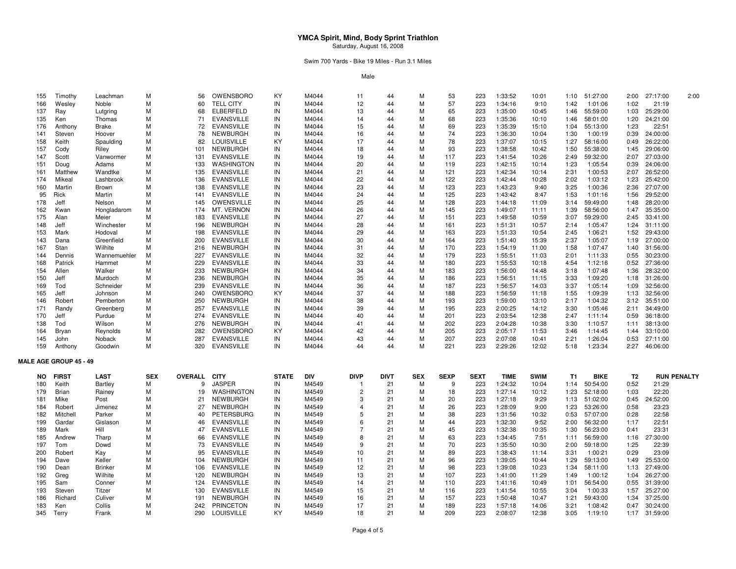# YMCA Spirit, Mind, Body Sprint Triathlon

Saturday, August 16, 2008

Swim 700 Yards - Bike 19 Miles - Run 3.1 Miles

Male

| NO | FIRST | LAST | SEX | OVERALL | CITY | STATE | DIV | DIVP | DIVT | SEX | SEXP | SEXT | TIME | SWIM | T1 | BIKE | T2 | RUN | PENALTY |
|---|---|---|---|---|---|---|---|---|---|---|---|---|---|---|---|---|---|---|---|
| 155 | Timothy | Leachman | M | 56 | OWENSBORO | KY | M4044 | 11 | 44 | M | 53 | 223 | 1:33:52 | 10:01 | 1:10 | 51:27:00 | 2:00 | 27:17:00 | 2:00 |
| 166 | Wesley | Noble | M | 60 | TELL CITY | IN | M4044 | 12 | 44 | M | 57 | 223 | 1:34:16 | 9:10 | 1:42 | 1:01:06 | 1:02 | 21:19 | |
| 137 | Ray | Lutgring | M | 68 | ELBERFELD | IN | M4044 | 13 | 44 | M | 65 | 223 | 1:35:00 | 10:45 | 1:46 | 55:59:00 | 1:03 | 25:29:00 | |
| 135 | Ken | Thomas | M | 71 | EVANSVILLE | IN | M4044 | 14 | 44 | M | 68 | 223 | 1:35:36 | 10:10 | 1:46 | 58:01:00 | 1:20 | 24:21:00 | |
| 176 | Anthony | Brake | M | 72 | EVANSVILLE | IN | M4044 | 15 | 44 | M | 69 | 223 | 1:35:39 | 15:10 | 1:04 | 55:13:00 | 1:23 | 22:51 | |
| 141 | Steven | Hoover | M | 78 | NEWBURGH | IN | M4044 | 16 | 44 | M | 74 | 223 | 1:36:30 | 10:04 | 1:30 | 1:00:19 | 0:39 | 24:00:00 | |
| 158 | Keith | Spaulding | M | 82 | LOUISVILLE | KY | M4044 | 17 | 44 | M | 78 | 223 | 1:37:07 | 10:15 | 1:27 | 58:16:00 | 0:49 | 26:22:00 | |
| 157 | Cody | Riley | M | 101 | NEWBURGH | IN | M4044 | 18 | 44 | M | 93 | 223 | 1:38:58 | 10:42 | 1:50 | 55:38:00 | 1:45 | 29:06:00 | |
| 147 | Scott | Vanwormer | M | 131 | EVANSVILLE | IN | M4044 | 19 | 44 | M | 117 | 223 | 1:41:54 | 10:26 | 2:49 | 59:32:00 | 2:07 | 27:03:00 | |
| 151 | Doug | Adams | M | 133 | WASHINGTON | IN | M4044 | 20 | 44 | M | 119 | 223 | 1:42:15 | 10:14 | 1:23 | 1:05:54 | 0:39 | 24:06:00 | |
| 161 | Matthew | Wandtke | M | 135 | EVANSVILLE | IN | M4044 | 21 | 44 | M | 121 | 223 | 1:42:34 | 10:14 | 2:31 | 1:00:53 | 2:07 | 26:52:00 | |
| 174 | Mikeal | Lashbrook | M | 136 | EVANSVILLE | IN | M4044 | 22 | 44 | M | 122 | 223 | 1:42:44 | 10:28 | 2:02 | 1:03:12 | 1:23 | 25:42:00 | |
| 160 | Martin | Brown | M | 138 | EVANSVILLE | IN | M4044 | 23 | 44 | M | 123 | 223 | 1:43:23 | 9:40 | 3:25 | 1:00:36 | 2:36 | 27:07:00 | |
| 95 | Rick | Martin | M | 141 | EVANSVILLE | IN | M4044 | 24 | 44 | M | 125 | 223 | 1:43:42 | 8:47 | 1:53 | 1:01:16 | 1:56 | 29:52:00 | |
| 178 | Jeff | Nelson | M | 145 | OWENSVILLE | IN | M4044 | 25 | 44 | M | 128 | 223 | 1:44:18 | 11:09 | 3:14 | 59:49:00 | 1:48 | 28:20:00 | |
| 162 | Kwan | Hongladarom | M | 174 | MT. VERNON | IN | M4044 | 26 | 44 | M | 145 | 223 | 1:49:07 | 11:11 | 1:39 | 58:56:00 | 1:47 | 35:35:00 | |
| 175 | Alan | Meier | M | 183 | EVANSVILLE | IN | M4044 | 27 | 44 | M | 151 | 223 | 1:49:58 | 10:59 | 3:07 | 59:29:00 | 2:45 | 33:41:00 | |
| 148 | Jeff | Winchester | M | 196 | NEWBURGH | IN | M4044 | 28 | 44 | M | 161 | 223 | 1:51:31 | 10:57 | 2:14 | 1:05:47 | 1:24 | 31:11:00 | |
| 153 | Mark | Hodoval | M | 198 | EVANSVILLE | IN | M4044 | 29 | 44 | M | 163 | 223 | 1:51:33 | 10:54 | 2:45 | 1:06:21 | 1:52 | 29:43:00 | |
| 143 | Dana | Greenfield | M | 200 | EVANSVILLE | IN | M4044 | 30 | 44 | M | 164 | 223 | 1:51:40 | 15:39 | 2:37 | 1:05:07 | 1:19 | 27:00:00 | |
| 167 | Stan | Wilhite | M | 216 | NEWBURGH | IN | M4044 | 31 | 44 | M | 170 | 223 | 1:54:19 | 11:00 | 1:58 | 1:07:47 | 1:40 | 31:56:00 | |
| 144 | Dennis | Wannemuehler | M | 227 | EVANSVILLE | IN | M4044 | 32 | 44 | M | 179 | 223 | 1:55:51 | 11:03 | 2:01 | 1:11:33 | 0:55 | 30:23:00 | |
| 168 | Patrick | Hammet | M | 229 | EVANSVILLE | IN | M4044 | 33 | 44 | M | 180 | 223 | 1:55:53 | 10:18 | 4:54 | 1:12:16 | 0:52 | 27:36:00 | |
| 154 | Allen | Walker | M | 233 | NEWBURGH | IN | M4044 | 34 | 44 | M | 183 | 223 | 1:56:00 | 14:48 | 3:18 | 1:07:48 | 1:36 | 28:32:00 | |
| 150 | Jeff | Murdoch | M | 236 | NEWBURGH | IN | M4044 | 35 | 44 | M | 186 | 223 | 1:56:51 | 11:15 | 3:33 | 1:09:20 | 1:18 | 31:26:00 | |
| 169 | Tod | Schneider | M | 239 | EVANSVILLE | IN | M4044 | 36 | 44 | M | 187 | 223 | 1:56:57 | 14:03 | 3:37 | 1:05:14 | 1:09 | 32:56:00 | |
| 165 | Jeff | Johnson | M | 240 | OWENSBORO | KY | M4044 | 37 | 44 | M | 188 | 223 | 1:56:59 | 11:18 | 1:55 | 1:09:39 | 1:13 | 32:56:00 | |
| 146 | Robert | Pemberton | M | 250 | NEWBURGH | IN | M4044 | 38 | 44 | M | 193 | 223 | 1:59:00 | 13:10 | 2:17 | 1:04:32 | 3:12 | 35:51:00 | |
| 171 | Randy | Greenberg | M | 257 | EVANSVILLE | IN | M4044 | 39 | 44 | M | 195 | 223 | 2:00:25 | 14:12 | 3:30 | 1:05:46 | 2:11 | 34:49:00 | |
| 170 | Jeff | Purdue | M | 274 | EVANSVILLE | IN | M4044 | 40 | 44 | M | 201 | 223 | 2:03:54 | 12:38 | 2:47 | 1:11:14 | 0:59 | 36:18:00 | |
| 138 | Tod | Wilson | M | 276 | NEWBURGH | IN | M4044 | 41 | 44 | M | 202 | 223 | 2:04:28 | 10:38 | 3:30 | 1:10:57 | 1:11 | 38:13:00 | |
| 164 | Bryan | Reynolds | M | 282 | OWENSBORO | KY | M4044 | 42 | 44 | M | 205 | 223 | 2:05:17 | 11:53 | 3:46 | 1:14:45 | 1:44 | 33:10:00 | |
| 145 | John | Noback | M | 287 | EVANSVILLE | IN | M4044 | 43 | 44 | M | 207 | 223 | 2:07:08 | 10:41 | 2:21 | 1:26:04 | 0:53 | 27:11:00 | |
| 159 | Anthony | Goodwin | M | 320 | EVANSVILLE | IN | M4044 | 44 | 44 | M | 221 | 223 | 2:29:26 | 12:02 | 5:18 | 1:23:34 | 2:27 | 46:06:00 | |

**MALE AGE GROUP 45 - 49**

| NO | FIRST | LAST | SEX | OVERALL | CITY | STATE | DIV | DIVP | DIVT | SEX | SEXP | SEXT | TIME | SWIM | T1 | BIKE | T2 | RUN | PENALTY |
|---|---|---|---|---|---|---|---|---|---|---|---|---|---|---|---|---|---|---|---|
| 180 | Keith | Bartley | M | 9 | JASPER | IN | M4549 | 1 | 21 | M | 9 | 223 | 1:24:32 | 10:04 | 1:14 | 50:54:00 | 0:52 | 21:29 | |
| 179 | Brian | Rainey | M | 19 | WASHINGTON | IN | M4549 | 2 | 21 | M | 18 | 223 | 1:27:14 | 10:12 | 1:23 | 52:18:00 | 1:03 | 22:20 | |
| 181 | Mike | Post | M | 21 | NEWBURGH | IN | M4549 | 3 | 21 | M | 20 | 223 | 1:27:18 | 9:29 | 1:13 | 51:02:00 | 0:45 | 24:52:00 | |
| 184 | Robert | Jimenez | M | 27 | NEWBURGH | IN | M4549 | 4 | 21 | M | 26 | 223 | 1:28:09 | 9:00 | 1:23 | 53:26:00 | 0:58 | 23:23 | |
| 182 | Mitchell | Parker | M | 40 | PETERSBURG | IN | M4549 | 5 | 21 | M | 38 | 223 | 1:31:56 | 10:32 | 0:53 | 57:07:00 | 0:28 | 22:58 | |
| 199 | Gardar | Gislason | M | 46 | EVANSVILLE | IN | M4549 | 6 | 21 | M | 44 | 223 | 1:32:30 | 9:52 | 2:00 | 56:32:00 | 1:17 | 22:51 | |
| 189 | Mark | Hill | M | 47 | EVANSVILLE | IN | M4549 | 7 | 21 | M | 45 | 223 | 1:32:38 | 10:35 | 1:30 | 56:23:00 | 0:41 | 23:31 | |
| 185 | Andrew | Tharp | M | 66 | EVANSVILLE | IN | M4549 | 8 | 21 | M | 63 | 223 | 1:34:45 | 7:51 | 1:11 | 56:59:00 | 1:16 | 27:30:00 | |
| 197 | Tom | Dowd | M | 73 | EVANSVILLE | IN | M4549 | 9 | 21 | M | 70 | 223 | 1:35:50 | 10:30 | 2:00 | 59:18:00 | 1:25 | 22:39 | |
| 200 | Robert | Kay | M | 95 | EVANSVILLE | IN | M4549 | 10 | 21 | M | 89 | 223 | 1:38:43 | 11:14 | 3:31 | 1:00:21 | 0:29 | 23:09 | |
| 194 | Dave | Keller | M | 104 | NEWBURGH | IN | M4549 | 11 | 21 | M | 96 | 223 | 1:39:05 | 10:44 | 1:29 | 59:13:00 | 1:49 | 25:53:00 | |
| 190 | Dean | Brinker | M | 106 | EVANSVILLE | IN | M4549 | 12 | 21 | M | 98 | 223 | 1:39:08 | 10:23 | 1:34 | 58:11:00 | 1:13 | 27:49:00 | |
| 192 | Greg | Wilhite | M | 120 | NEWBURGH | IN | M4549 | 13 | 21 | M | 107 | 223 | 1:41:00 | 11:29 | 1:49 | 1:00:12 | 1:04 | 26:27:00 | |
| 195 | Sam | Conner | M | 124 | EVANSVILLE | IN | M4549 | 14 | 21 | M | 110 | 223 | 1:41:16 | 10:49 | 1:01 | 56:54:00 | 0:55 | 31:39:00 | |
| 193 | Steven | Titzer | M | 130 | EVANSVILLE | IN | M4549 | 15 | 21 | M | 116 | 223 | 1:41:54 | 10:55 | 3:04 | 1:00:33 | 1:57 | 25:27:00 | |
| 186 | Richard | Culiver | M | 191 | NEWBURGH | IN | M4549 | 16 | 21 | M | 157 | 223 | 1:50:48 | 10:47 | 1:21 | 59:43:00 | 1:34 | 37:25:00 | |
| 183 | Ken | Collis | M | 242 | PRINCETON | IN | M4549 | 17 | 21 | M | 189 | 223 | 1:57:18 | 14:06 | 3:21 | 1:08:42 | 0:47 | 30:24:00 | |
| 345 | Terry | Frank | M | 290 | LOUISVILLE | KY | M4549 | 18 | 21 | M | 209 | 223 | 2:08:07 | 12:38 | 3:05 | 1:19:10 | 1:17 | 31:59:00 | |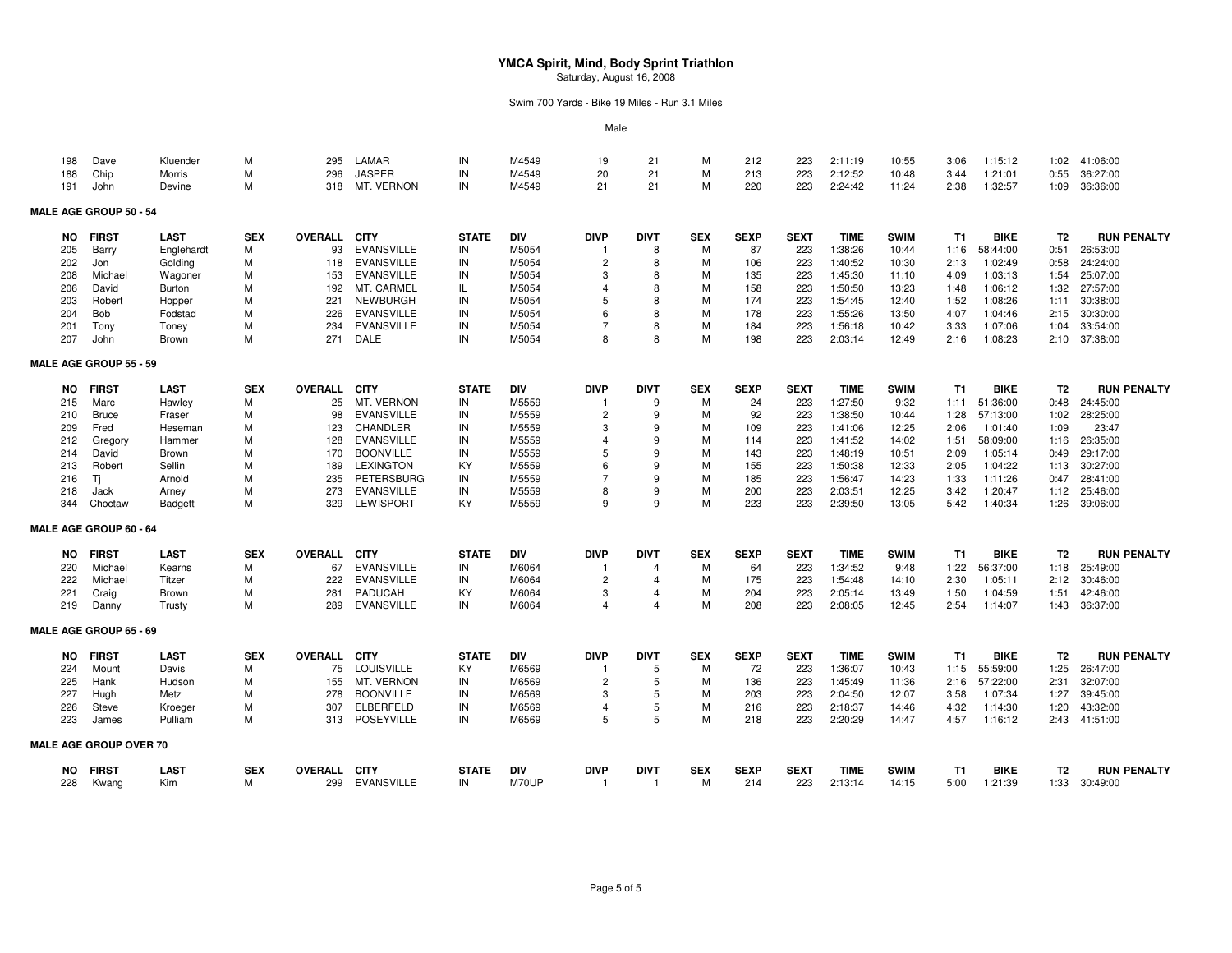# YMCA Spirit, Mind, Body Sprint Triathlon

Saturday, August 16, 2008

Swim 700 Yards - Bike 19 Miles - Run 3.1 Miles

Male

| | | | | | | | | | | | | | | | | | | | |
|---|---|---|---|---|---|---|---|---|---|---|---|---|---|---|---|---|---|---|---|
| 198 | Dave | Kluender | M | 295 | LAMAR | IN | M4549 | 19 | 21 | M | 212 | 223 | 2:11:19 | 10:55 | 3:06 | 1:15:12 | 1:02 | 41:06:00 | |
| 188 | Chip | Morris | M | 296 | JASPER | IN | M4549 | 20 | 21 | M | 213 | 223 | 2:12:52 | 10:48 | 3:44 | 1:21:01 | 0:55 | 36:27:00 | |
| 191 | John | Devine | M | 318 | MT. VERNON | IN | M4549 | 21 | 21 | M | 220 | 223 | 2:24:42 | 11:24 | 2:38 | 1:32:57 | 1:09 | 36:36:00 | |

**MALE AGE GROUP 50 - 54**

| NO | FIRST | LAST | SEX | OVERALL | CITY | STATE | DIV | DIVP | DIVT | SEX | SEXP | SEXT | TIME | SWIM | T1 | BIKE | T2 | RUN | PENALTY |
|---|---|---|---|---|---|---|---|---|---|---|---|---|---|---|---|---|---|---|---|
| 205 | Barry | Englehardt | M | 93 | EVANSVILLE | IN | M5054 | 1 | 8 | M | 87 | 223 | 1:38:26 | 10:44 | 1:16 | 58:44:00 | 0:51 | 26:53:00 | |
| 202 | Jon | Golding | M | 118 | EVANSVILLE | IN | M5054 | 2 | 8 | M | 106 | 223 | 1:40:52 | 10:30 | 2:13 | 1:02:49 | 0:58 | 24:24:00 | |
| 208 | Michael | Wagoner | M | 153 | EVANSVILLE | IN | M5054 | 3 | 8 | M | 135 | 223 | 1:45:30 | 11:10 | 4:09 | 1:03:13 | 1:54 | 25:07:00 | |
| 206 | David | Burton | M | 192 | MT. CARMEL | IL | M5054 | 4 | 8 | M | 158 | 223 | 1:50:50 | 13:23 | 1:48 | 1:06:12 | 1:32 | 27:57:00 | |
| 203 | Robert | Hopper | M | 221 | NEWBURGH | IN | M5054 | 5 | 8 | M | 174 | 223 | 1:54:45 | 12:40 | 1:52 | 1:08:26 | 1:11 | 30:38:00 | |
| 204 | Bob | Fodstad | M | 226 | EVANSVILLE | IN | M5054 | 6 | 8 | M | 178 | 223 | 1:55:26 | 13:50 | 4:07 | 1:04:46 | 2:15 | 30:30:00 | |
| 201 | Tony | Toney | M | 234 | EVANSVILLE | IN | M5054 | 7 | 8 | M | 184 | 223 | 1:56:18 | 10:42 | 3:33 | 1:07:06 | 1:04 | 33:54:00 | |
| 207 | John | Brown | M | 271 | DALE | IN | M5054 | 8 | 8 | M | 198 | 223 | 2:03:14 | 12:49 | 2:16 | 1:08:23 | 2:10 | 37:38:00 | |

**MALE AGE GROUP 55 - 59**

| NO | FIRST | LAST | SEX | OVERALL | CITY | STATE | DIV | DIVP | DIVT | SEX | SEXP | SEXT | TIME | SWIM | T1 | BIKE | T2 | RUN | PENALTY |
|---|---|---|---|---|---|---|---|---|---|---|---|---|---|---|---|---|---|---|---|
| 215 | Marc | Hawley | M | 25 | MT. VERNON | IN | M5559 | 1 | 9 | M | 24 | 223 | 1:27:50 | 9:32 | 1:11 | 51:36:00 | 0:48 | 24:45:00 | |
| 210 | Bruce | Fraser | M | 98 | EVANSVILLE | IN | M5559 | 2 | 9 | M | 92 | 223 | 1:38:50 | 10:44 | 1:28 | 57:13:00 | 1:02 | 28:25:00 | |
| 209 | Fred | Heseman | M | 123 | CHANDLER | IN | M5559 | 3 | 9 | M | 109 | 223 | 1:41:06 | 12:25 | 2:06 | 1:01:40 | 1:09 | 23:47 | |
| 212 | Gregory | Hammer | M | 128 | EVANSVILLE | IN | M5559 | 4 | 9 | M | 114 | 223 | 1:41:52 | 14:02 | 1:51 | 58:09:00 | 1:16 | 26:35:00 | |
| 214 | David | Brown | M | 170 | BOONVILLE | IN | M5559 | 5 | 9 | M | 143 | 223 | 1:48:19 | 10:51 | 2:09 | 1:05:14 | 0:49 | 29:17:00 | |
| 213 | Robert | Sellin | M | 189 | LEXINGTON | KY | M5559 | 6 | 9 | M | 155 | 223 | 1:50:38 | 12:33 | 2:05 | 1:04:22 | 1:13 | 30:27:00 | |
| 216 | Tj | Arnold | M | 235 | PETERSBURG | IN | M5559 | 7 | 9 | M | 185 | 223 | 1:56:47 | 14:23 | 1:33 | 1:11:26 | 0:47 | 28:41:00 | |
| 218 | Jack | Arney | M | 273 | EVANSVILLE | IN | M5559 | 8 | 9 | M | 200 | 223 | 2:03:51 | 12:25 | 3:42 | 1:20:47 | 1:12 | 25:46:00 | |
| 344 | Choctaw | Badgett | M | 329 | LEWISPORT | KY | M5559 | 9 | 9 | M | 223 | 223 | 2:39:50 | 13:05 | 5:42 | 1:40:34 | 1:26 | 39:06:00 | |

**MALE AGE GROUP 60 - 64**

| NO | FIRST | LAST | SEX | OVERALL | CITY | STATE | DIV | DIVP | DIVT | SEX | SEXP | SEXT | TIME | SWIM | T1 | BIKE | T2 | RUN | PENALTY |
|---|---|---|---|---|---|---|---|---|---|---|---|---|---|---|---|---|---|---|---|
| 220 | Michael | Kearns | M | 67 | EVANSVILLE | IN | M6064 | 1 | 4 | M | 64 | 223 | 1:34:52 | 9:48 | 1:22 | 56:37:00 | 1:18 | 25:49:00 | |
| 222 | Michael | Titzer | M | 222 | EVANSVILLE | IN | M6064 | 2 | 4 | M | 175 | 223 | 1:54:48 | 14:10 | 2:30 | 1:05:11 | 2:12 | 30:46:00 | |
| 221 | Craig | Brown | M | 281 | PADUCAH | KY | M6064 | 3 | 4 | M | 204 | 223 | 2:05:14 | 13:49 | 1:50 | 1:04:59 | 1:51 | 42:46:00 | |
| 219 | Danny | Trusty | M | 289 | EVANSVILLE | IN | M6064 | 4 | 4 | M | 208 | 223 | 2:08:05 | 12:45 | 2:54 | 1:14:07 | 1:43 | 36:37:00 | |

**MALE AGE GROUP 65 - 69**

| NO | FIRST | LAST | SEX | OVERALL | CITY | STATE | DIV | DIVP | DIVT | SEX | SEXP | SEXT | TIME | SWIM | T1 | BIKE | T2 | RUN | PENALTY |
|---|---|---|---|---|---|---|---|---|---|---|---|---|---|---|---|---|---|---|---|
| 224 | Mount | Davis | M | 75 | LOUISVILLE | KY | M6569 | 1 | 5 | M | 72 | 223 | 1:36:07 | 10:43 | 1:15 | 55:59:00 | 1:25 | 26:47:00 | |
| 225 | Hank | Hudson | M | 155 | MT. VERNON | IN | M6569 | 2 | 5 | M | 136 | 223 | 1:45:49 | 11:36 | 2:16 | 57:22:00 | 2:31 | 32:07:00 | |
| 227 | Hugh | Metz | M | 278 | BOONVILLE | IN | M6569 | 3 | 5 | M | 203 | 223 | 2:04:50 | 12:07 | 3:58 | 1:07:34 | 1:27 | 39:45:00 | |
| 226 | Steve | Kroeger | M | 307 | ELBERFELD | IN | M6569 | 4 | 5 | M | 216 | 223 | 2:18:37 | 14:46 | 4:32 | 1:14:30 | 1:20 | 43:32:00 | |
| 223 | James | Pulliam | M | 313 | POSEYVILLE | IN | M6569 | 5 | 5 | M | 218 | 223 | 2:20:29 | 14:47 | 4:57 | 1:16:12 | 2:43 | 41:51:00 | |

**MALE AGE GROUP OVER 70**

| NO | FIRST | LAST | SEX | OVERALL | CITY | STATE | DIV | DIVP | DIVT | SEX | SEXP | SEXT | TIME | SWIM | T1 | BIKE | T2 | RUN | PENALTY |
|---|---|---|---|---|---|---|---|---|---|---|---|---|---|---|---|---|---|---|---|
| 228 | Kwang | Kim | M | 299 | EVANSVILLE | IN | M70UP | 1 | 1 | M | 214 | 223 | 2:13:14 | 14:15 | 5:00 | 1:21:39 | 1:33 | 30:49:00 | |